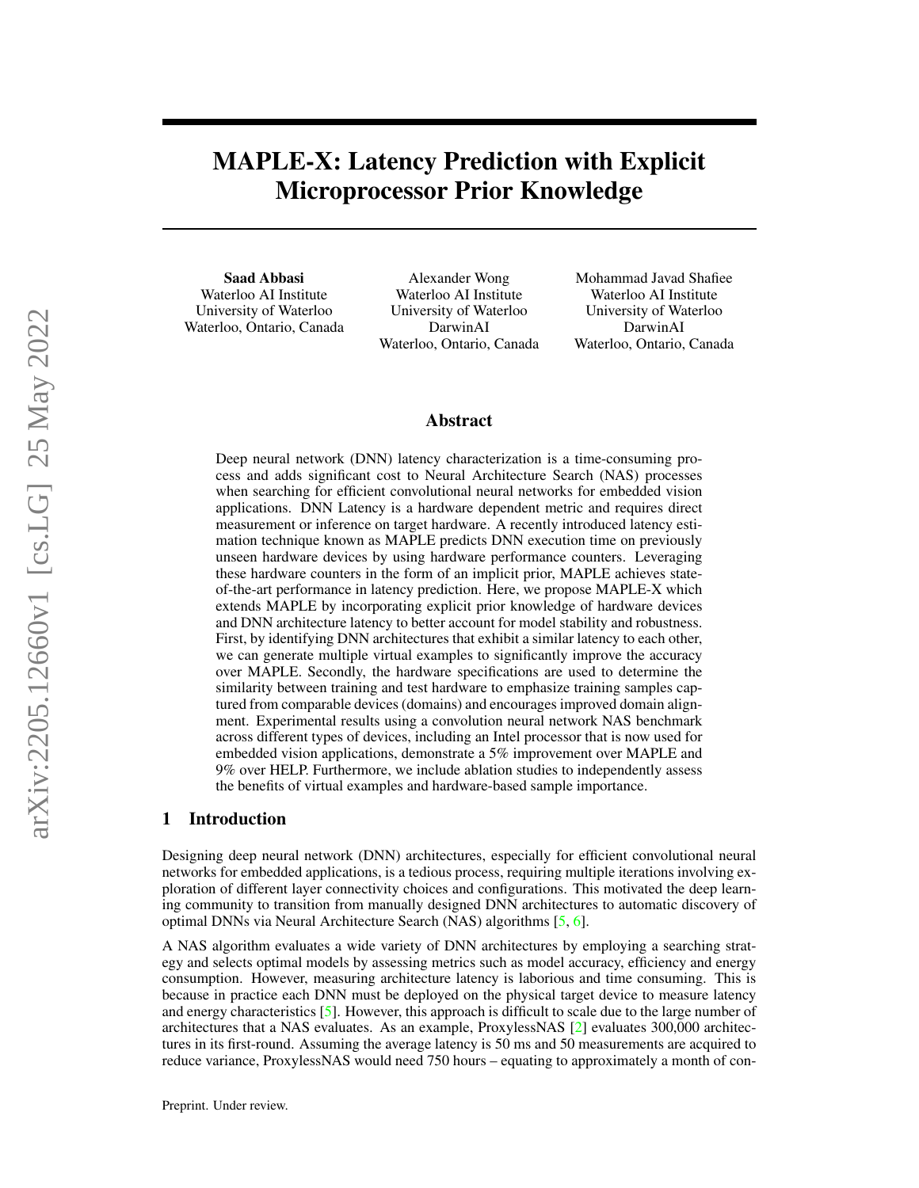# MAPLE-X: Latency Prediction with Explicit Microprocessor Prior Knowledge

**Saad Abbasi**
Waterloo AI Institute
University of Waterloo
Waterloo, Ontario, Canada

Alexander Wong
Waterloo AI Institute
University of Waterloo
DarwinAI
Waterloo, Ontario, Canada

Mohammad Javad Shafiee
Waterloo AI Institute
University of Waterloo
DarwinAI
Waterloo, Ontario, Canada

## Abstract

Deep neural network (DNN) latency characterization is a time-consuming process and adds significant cost to Neural Architecture Search (NAS) processes when searching for efficient convolutional neural networks for embedded vision applications. DNN Latency is a hardware dependent metric and requires direct measurement or inference on target hardware. A recently introduced latency estimation technique known as MAPLE predicts DNN execution time on previously unseen hardware devices by using hardware performance counters. Leveraging these hardware counters in the form of an implicit prior, MAPLE achieves state-of-the-art performance in latency prediction. Here, we propose MAPLE-X which extends MAPLE by incorporating explicit prior knowledge of hardware devices and DNN architecture latency to better account for model stability and robustness. First, by identifying DNN architectures that exhibit a similar latency to each other, we can generate multiple virtual examples to significantly improve the accuracy over MAPLE. Secondly, the hardware specifications are used to determine the similarity between training and test hardware to emphasize training samples captured from comparable devices (domains) and encourages improved domain alignment. Experimental results using a convolution neural network NAS benchmark across different types of devices, including an Intel processor that is now used for embedded vision applications, demonstrate a 5% improvement over MAPLE and 9% over HELP. Furthermore, we include ablation studies to independently assess the benefits of virtual examples and hardware-based sample importance.

## 1 Introduction

Designing deep neural network (DNN) architectures, especially for efficient convolutional neural networks for embedded applications, is a tedious process, requiring multiple iterations involving exploration of different layer connectivity choices and configurations. This motivated the deep learning community to transition from manually designed DNN architectures to automatic discovery of optimal DNNs via Neural Architecture Search (NAS) algorithms [5, 6].

A NAS algorithm evaluates a wide variety of DNN architectures by employing a searching strategy and selects optimal models by assessing metrics such as model accuracy, efficiency and energy consumption. However, measuring architecture latency is laborious and time consuming. This is because in practice each DNN must be deployed on the physical target device to measure latency and energy characteristics [5]. However, this approach is difficult to scale due to the large number of architectures that a NAS evaluates. As an example, ProxylessNAS [2] evaluates 300,000 architectures in its first-round. Assuming the average latency is 50 ms and 50 measurements are acquired to reduce variance, ProxylessNAS would need 750 hours – equating to approximately a month of con-

Preprint. Under review.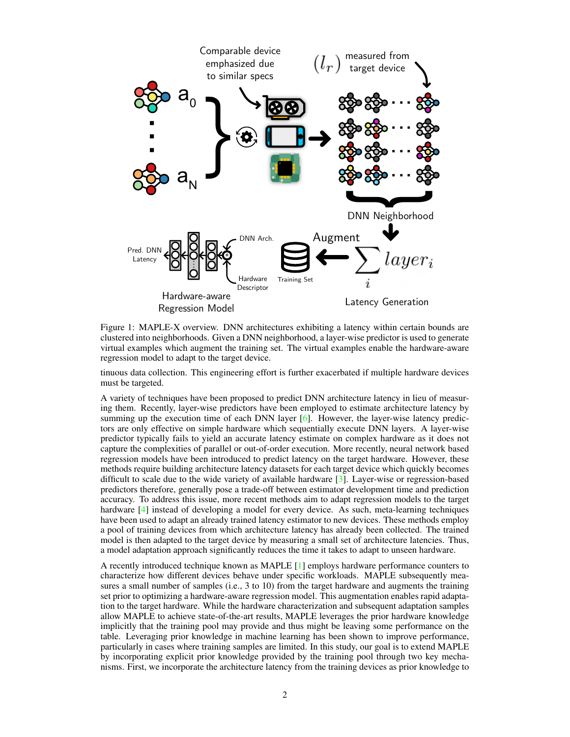Figure 1: MAPLE-X overview. DNN architectures exhibiting a latency within certain bounds are clustered into neighborhoods. Given a DNN neighborhood, a layer-wise predictor is used to generate virtual examples which augment the training set. The virtual examples enable the hardware-aware regression model to adapt to the target device.

tinuous data collection. This engineering effort is further exacerbated if multiple hardware devices must be targeted.

A variety of techniques have been proposed to predict DNN architecture latency in lieu of measuring them. Recently, layer-wise predictors have been employed to estimate architecture latency by summing up the execution time of each DNN layer [6]. However, the layer-wise latency predictors are only effective on simple hardware which sequentially execute DNN layers. A layer-wise predictor typically fails to yield an accurate latency estimate on complex hardware as it does not capture the complexities of parallel or out-of-order execution. More recently, neural network based regression models have been introduced to predict latency on the target hardware. However, these methods require building architecture latency datasets for each target device which quickly becomes difficult to scale due to the wide variety of available hardware [3]. Layer-wise or regression-based predictors therefore, generally pose a trade-off between estimator development time and prediction accuracy. To address this issue, more recent methods aim to adapt regression models to the target hardware [4] instead of developing a model for every device. As such, meta-learning techniques have been used to adapt an already trained latency estimator to new devices. These methods employ a pool of training devices from which architecture latency has already been collected. The trained model is then adapted to the target device by measuring a small set of architecture latencies. Thus, a model adaptation approach significantly reduces the time it takes to adapt to unseen hardware.

A recently introduced technique known as MAPLE [1] employs hardware performance counters to characterize how different devices behave under specific workloads. MAPLE subsequently measures a small number of samples (i.e., 3 to 10) from the target hardware and augments the training set prior to optimizing a hardware-aware regression model. This augmentation enables rapid adaptation to the target hardware. While the hardware characterization and subsequent adaptation samples allow MAPLE to achieve state-of-the-art results, MAPLE leverages the prior hardware knowledge implicitly that the training pool may provide and thus might be leaving some performance on the table. Leveraging prior knowledge in machine learning has been shown to improve performance, particularly in cases where training samples are limited. In this study, our goal is to extend MAPLE by incorporating explicit prior knowledge provided by the training pool through two key mechanisms. First, we incorporate the architecture latency from the training devices as prior knowledge to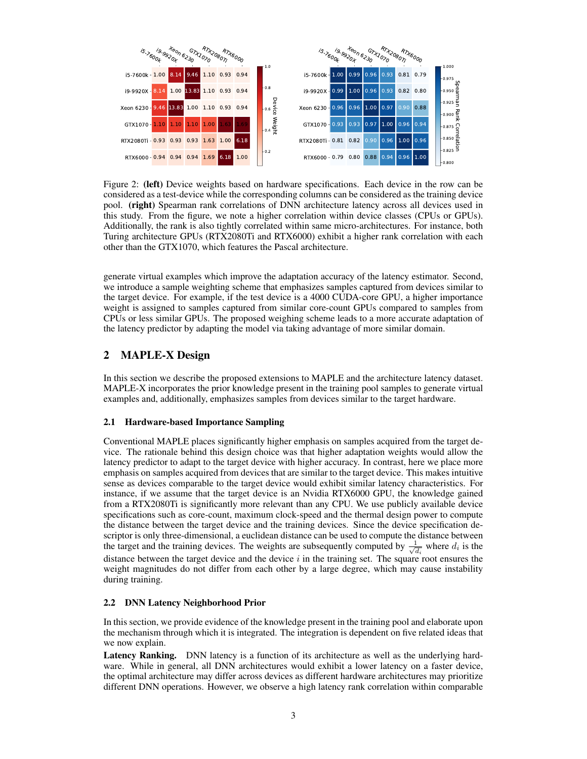Figure 2: **(left)** Device weights based on hardware specifications. Each device in the row can be considered as a test-device while the corresponding columns can be considered as the training device pool. **(right)** Spearman rank correlations of DNN architecture latency across all devices used in this study. From the figure, we note a higher correlation within device classes (CPUs or GPUs). Additionally, the rank is also tightly correlated within same micro-architectures. For instance, both Turing architecture GPUs (RTX2080Ti and RTX6000) exhibit a higher rank correlation with each other than the GTX1070, which features the Pascal architecture.

generate virtual examples which improve the adaptation accuracy of the latency estimator. Second, we introduce a sample weighting scheme that emphasizes samples captured from devices similar to the target device. For example, if the test device is a 4000 CUDA-core GPU, a higher importance weight is assigned to samples captured from similar core-count GPUs compared to samples from CPUs or less similar GPUs. The proposed weighing scheme leads to a more accurate adaptation of the latency predictor by adapting the model via taking advantage of more similar domain.

## 2 MAPLE-X Design

In this section we describe the proposed extensions to MAPLE and the architecture latency dataset. MAPLE-X incorporates the prior knowledge present in the training pool samples to generate virtual examples and, additionally, emphasizes samples from devices similar to the target hardware.

### 2.1 Hardware-based Importance Sampling

Conventional MAPLE places significantly higher emphasis on samples acquired from the target device. The rationale behind this design choice was that higher adaptation weights would allow the latency predictor to adapt to the target device with higher accuracy. In contrast, here we place more emphasis on samples acquired from devices that are similar to the target device. This makes intuitive sense as devices comparable to the target device would exhibit similar latency characteristics. For instance, if we assume that the target device is an Nvidia RTX6000 GPU, the knowledge gained from a RTX2080Ti is significantly more relevant than any CPU. We use publicly available device specifications such as core-count, maximum clock-speed and the thermal design power to compute the distance between the target device and the training devices. Since the device specification descriptor is only three-dimensional, a euclidean distance can be used to compute the distance between the target and the training devices. The weights are subsequently computed by $\frac{1}{\sqrt{d_i}}$ where $d_i$ is the distance between the target device and the device $i$ in the training set. The square root ensures the weight magnitudes do not differ from each other by a large degree, which may cause instability during training.

### 2.2 DNN Latency Neighborhood Prior

In this section, we provide evidence of the knowledge present in the training pool and elaborate upon the mechanism through which it is integrated. The integration is dependent on five related ideas that we now explain.

**Latency Ranking.** DNN latency is a function of its architecture as well as the underlying hardware. While in general, all DNN architectures would exhibit a lower latency on a faster device, the optimal architecture may differ across devices as different hardware architectures may prioritize different DNN operations. However, we observe a high latency rank correlation within comparable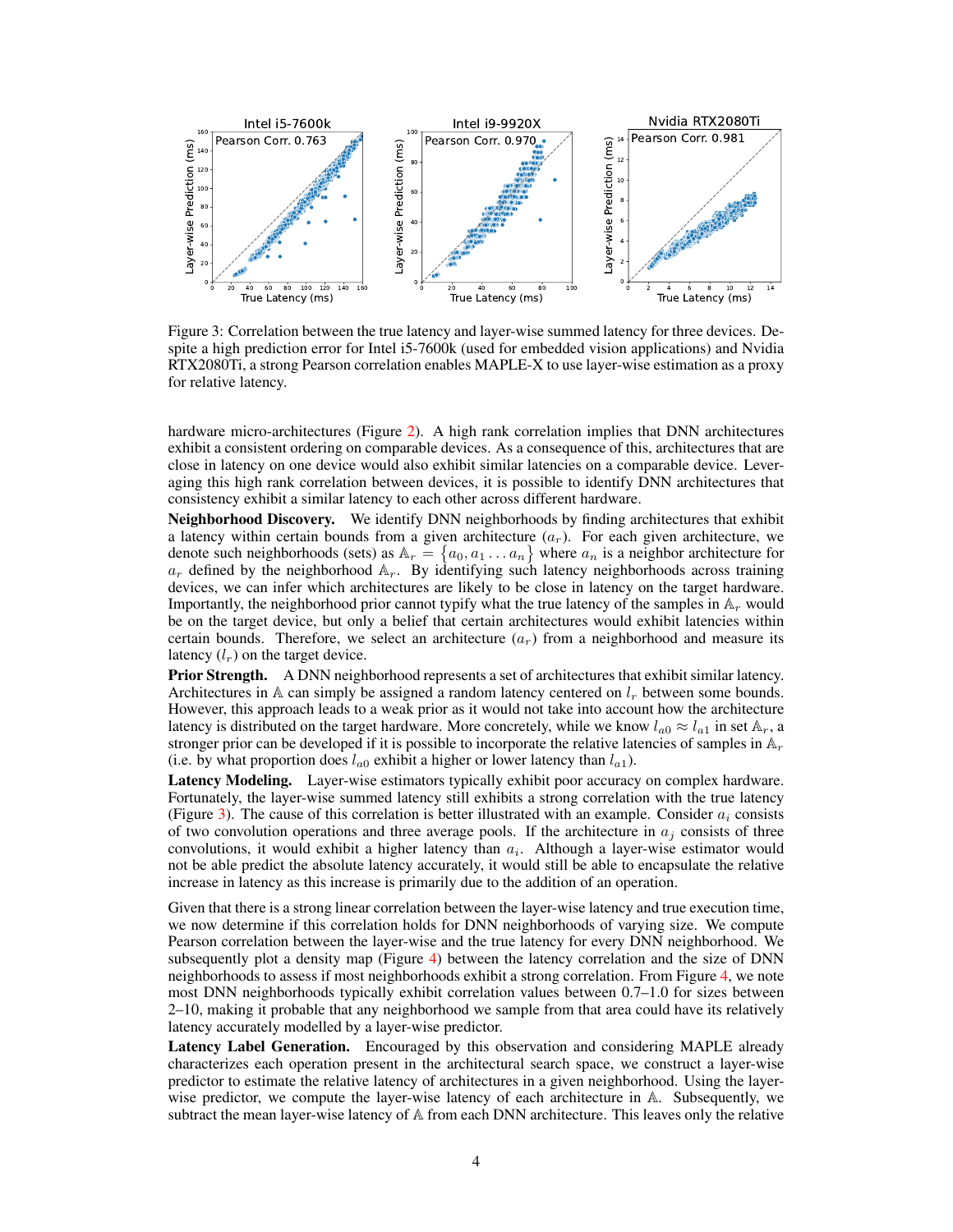Figure 3: Correlation between the true latency and layer-wise summed latency for three devices. Despite a high prediction error for Intel i5-7600k (used for embedded vision applications) and Nvidia RTX2080Ti, a strong Pearson correlation enables MAPLE-X to use layer-wise estimation as a proxy for relative latency.

hardware micro-architectures (Figure 2). A high rank correlation implies that DNN architectures exhibit a consistent ordering on comparable devices. As a consequence of this, architectures that are close in latency on one device would also exhibit similar latencies on a comparable device. Leveraging this high rank correlation between devices, it is possible to identify DNN architectures that consistency exhibit a similar latency to each other across different hardware.

**Neighborhood Discovery.** We identify DNN neighborhoods by finding architectures that exhibit a latency within certain bounds from a given architecture ($a_r$). For each given architecture, we denote such neighborhoods (sets) as $\mathbb{A}_r = \{a_0, a_1 \ldots a_n\}$ where $a_n$ is a neighbor architecture for $a_r$ defined by the neighborhood $\mathbb{A}_r$. By identifying such latency neighborhoods across training devices, we can infer which architectures are likely to be close in latency on the target hardware. Importantly, the neighborhood prior cannot typify what the true latency of the samples in $\mathbb{A}_r$ would be on the target device, but only a belief that certain architectures would exhibit latencies within certain bounds. Therefore, we select an architecture ($a_r$) from a neighborhood and measure its latency ($l_r$) on the target device.

**Prior Strength.** A DNN neighborhood represents a set of architectures that exhibit similar latency. Architectures in $\mathbb{A}$ can simply be assigned a random latency centered on $l_r$ between some bounds. However, this approach leads to a weak prior as it would not take into account how the architecture latency is distributed on the target hardware. More concretely, while we know $l_{a0} \approx l_{a1}$ in set $\mathbb{A}_r$, a stronger prior can be developed if it is possible to incorporate the relative latencies of samples in $\mathbb{A}_r$ (i.e. by what proportion does $l_{a0}$ exhibit a higher or lower latency than $l_{a1}$).

**Latency Modeling.** Layer-wise estimators typically exhibit poor accuracy on complex hardware. Fortunately, the layer-wise summed latency still exhibits a strong correlation with the true latency (Figure 3). The cause of this correlation is better illustrated with an example. Consider $a_i$ consists of two convolution operations and three average pools. If the architecture in $a_j$ consists of three convolutions, it would exhibit a higher latency than $a_i$. Although a layer-wise estimator would not be able predict the absolute latency accurately, it would still be able to encapsulate the relative increase in latency as this increase is primarily due to the addition of an operation.

Given that there is a strong linear correlation between the layer-wise latency and true execution time, we now determine if this correlation holds for DNN neighborhoods of varying size. We compute Pearson correlation between the layer-wise and the true latency for every DNN neighborhood. We subsequently plot a density map (Figure 4) between the latency correlation and the size of DNN neighborhoods to assess if most neighborhoods exhibit a strong correlation. From Figure 4, we note most DNN neighborhoods typically exhibit correlation values between 0.7–1.0 for sizes between 2–10, making it probable that any neighborhood we sample from that area could have its relatively latency accurately modelled by a layer-wise predictor.

**Latency Label Generation.** Encouraged by this observation and considering MAPLE already characterizes each operation present in the architectural search space, we construct a layer-wise predictor to estimate the relative latency of architectures in a given neighborhood. Using the layer-wise predictor, we compute the layer-wise latency of each architecture in $\mathbb{A}$. Subsequently, we subtract the mean layer-wise latency of $\mathbb{A}$ from each DNN architecture. This leaves only the relative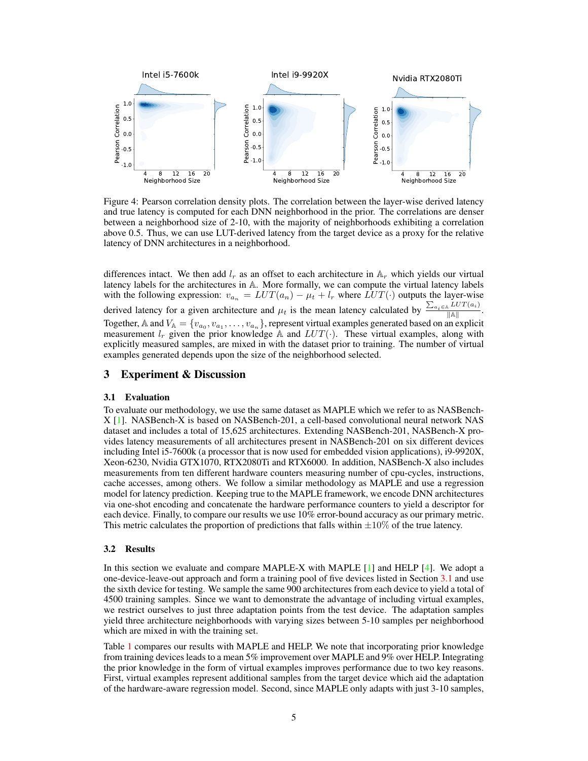Figure 4: Pearson correlation density plots. The correlation between the layer-wise derived latency and true latency is computed for each DNN neighborhood in the prior. The correlations are denser between a neighborhood size of 2-10, with the majority of neighborhoods exhibiting a correlation above 0.5. Thus, we can use LUT-derived latency from the target device as a proxy for the relative latency of DNN architectures in a neighborhood.

differences intact. We then add $l_r$ as an offset to each architecture in $\mathbb{A}_r$ which yields our virtual latency labels for the architectures in $\mathbb{A}$. More formally, we can compute the virtual latency labels with the following expression: $v_{a_n} = LUT(a_n) - \mu_t + l_r$ where $LUT(\cdot)$ outputs the layer-wise derived latency for a given architecture and $\mu_t$ is the mean latency calculated by $\frac{\sum_{a_i \in \mathbb{A}} LUT(a_i)}{\|\mathbb{A}\|}$. Together, $\mathbb{A}$ and $V_{\mathbb{A}} = \{v_{a_0}, v_{a_1}, \ldots, v_{a_n}\}$, represent virtual examples generated based on an explicit measurement $l_r$ given the prior knowledge $\mathbb{A}$ and $LUT(\cdot)$. These virtual examples, along with explicitly measured samples, are mixed in with the dataset prior to training. The number of virtual examples generated depends upon the size of the neighborhood selected.

## 3 Experiment & Discussion

### 3.1 Evaluation

To evaluate our methodology, we use the same dataset as MAPLE which we refer to as NASBench-X [1]. NASBench-X is based on NASBench-201, a cell-based convolutional neural network NAS dataset and includes a total of 15,625 architectures. Extending NASBench-201, NASBench-X provides latency measurements of all architectures present in NASBench-201 on six different devices including Intel i5-7600k (a processor that is now used for embedded vision applications), i9-9920X, Xeon-6230, Nvidia GTX1070, RTX2080Ti and RTX6000. In addition, NASBench-X also includes measurements from ten different hardware counters measuring number of cpu-cycles, instructions, cache accesses, among others. We follow a similar methodology as MAPLE and use a regression model for latency prediction. Keeping true to the MAPLE framework, we encode DNN architectures via one-shot encoding and concatenate the hardware performance counters to yield a descriptor for each device. Finally, to compare our results we use 10% error-bound accuracy as our primary metric. This metric calculates the proportion of predictions that falls within $\pm 10\%$ of the true latency.

### 3.2 Results

In this section we evaluate and compare MAPLE-X with MAPLE [1] and HELP [4]. We adopt a one-device-leave-out approach and form a training pool of five devices listed in Section 3.1 and use the sixth device for testing. We sample the same 900 architectures from each device to yield a total of 4500 training samples. Since we want to demonstrate the advantage of including virtual examples, we restrict ourselves to just three adaptation points from the test device. The adaptation samples yield three architecture neighborhoods with varying sizes between 5-10 samples per neighborhood which are mixed in with the training set.

Table 1 compares our results with MAPLE and HELP. We note that incorporating prior knowledge from training devices leads to a mean 5% improvement over MAPLE and 9% over HELP. Integrating the prior knowledge in the form of virtual examples improves performance due to two key reasons. First, virtual examples represent additional samples from the target device which aid the adaptation of the hardware-aware regression model. Second, since MAPLE only adapts with just 3-10 samples,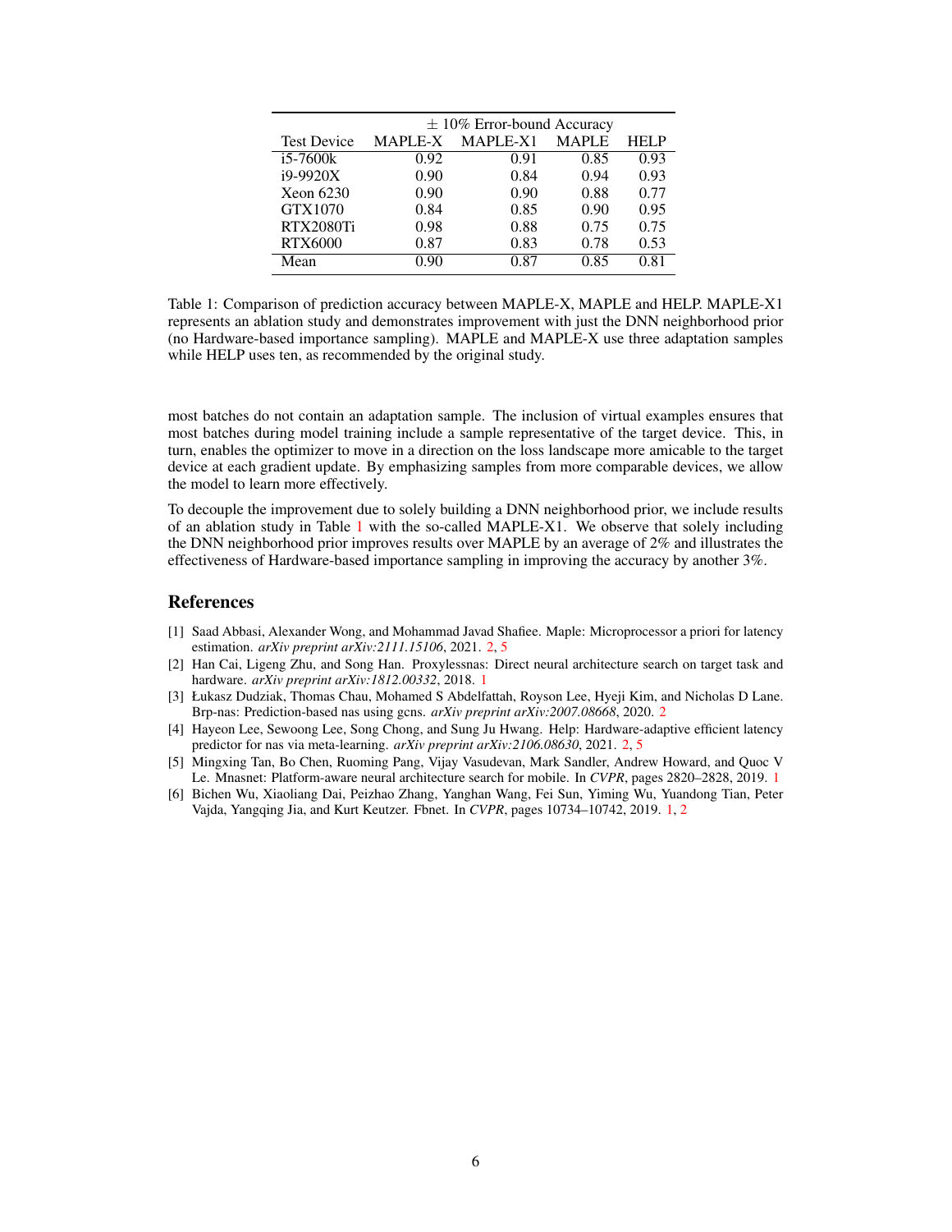| | ± 10% Error-bound Accuracy | | | |
|---|---|---|---|---|
| Test Device | MAPLE-X | MAPLE-X1 | MAPLE | HELP |
| i5-7600k | 0.92 | 0.91 | 0.85 | 0.93 |
| i9-9920X | 0.90 | 0.84 | 0.94 | 0.93 |
| Xeon 6230 | 0.90 | 0.90 | 0.88 | 0.77 |
| GTX1070 | 0.84 | 0.85 | 0.90 | 0.95 |
| RTX2080Ti | 0.98 | 0.88 | 0.75 | 0.75 |
| RTX6000 | 0.87 | 0.83 | 0.78 | 0.53 |
| Mean | 0.90 | 0.87 | 0.85 | 0.81 |

Table 1: Comparison of prediction accuracy between MAPLE-X, MAPLE and HELP. MAPLE-X1 represents an ablation study and demonstrates improvement with just the DNN neighborhood prior (no Hardware-based importance sampling). MAPLE and MAPLE-X use three adaptation samples while HELP uses ten, as recommended by the original study.

most batches do not contain an adaptation sample. The inclusion of virtual examples ensures that most batches during model training include a sample representative of the target device. This, in turn, enables the optimizer to move in a direction on the loss landscape more amicable to the target device at each gradient update. By emphasizing samples from more comparable devices, we allow the model to learn more effectively.

To decouple the improvement due to solely building a DNN neighborhood prior, we include results of an ablation study in Table 1 with the so-called MAPLE-X1. We observe that solely including the DNN neighborhood prior improves results over MAPLE by an average of 2% and illustrates the effectiveness of Hardware-based importance sampling in improving the accuracy by another 3%.

## References

[1] Saad Abbasi, Alexander Wong, and Mohammad Javad Shafiee. Maple: Microprocessor a priori for latency estimation. *arXiv preprint arXiv:2111.15106*, 2021. 2, 5

[2] Han Cai, Ligeng Zhu, and Song Han. Proxylessnas: Direct neural architecture search on target task and hardware. *arXiv preprint arXiv:1812.00332*, 2018. 1

[3] Łukasz Dudziak, Thomas Chau, Mohamed S Abdelfattah, Royson Lee, Hyeji Kim, and Nicholas D Lane. Brp-nas: Prediction-based nas using gcns. *arXiv preprint arXiv:2007.08668*, 2020. 2

[4] Hayeon Lee, Sewoong Lee, Song Chong, and Sung Ju Hwang. Help: Hardware-adaptive efficient latency predictor for nas via meta-learning. *arXiv preprint arXiv:2106.08630*, 2021. 2, 5

[5] Mingxing Tan, Bo Chen, Ruoming Pang, Vijay Vasudevan, Mark Sandler, Andrew Howard, and Quoc V Le. Mnasnet: Platform-aware neural architecture search for mobile. In *CVPR*, pages 2820–2828, 2019. 1

[6] Bichen Wu, Xiaoliang Dai, Peizhao Zhang, Yanghan Wang, Fei Sun, Yiming Wu, Yuandong Tian, Peter Vajda, Yangqing Jia, and Kurt Keutzer. Fbnet. In *CVPR*, pages 10734–10742, 2019. 1, 2